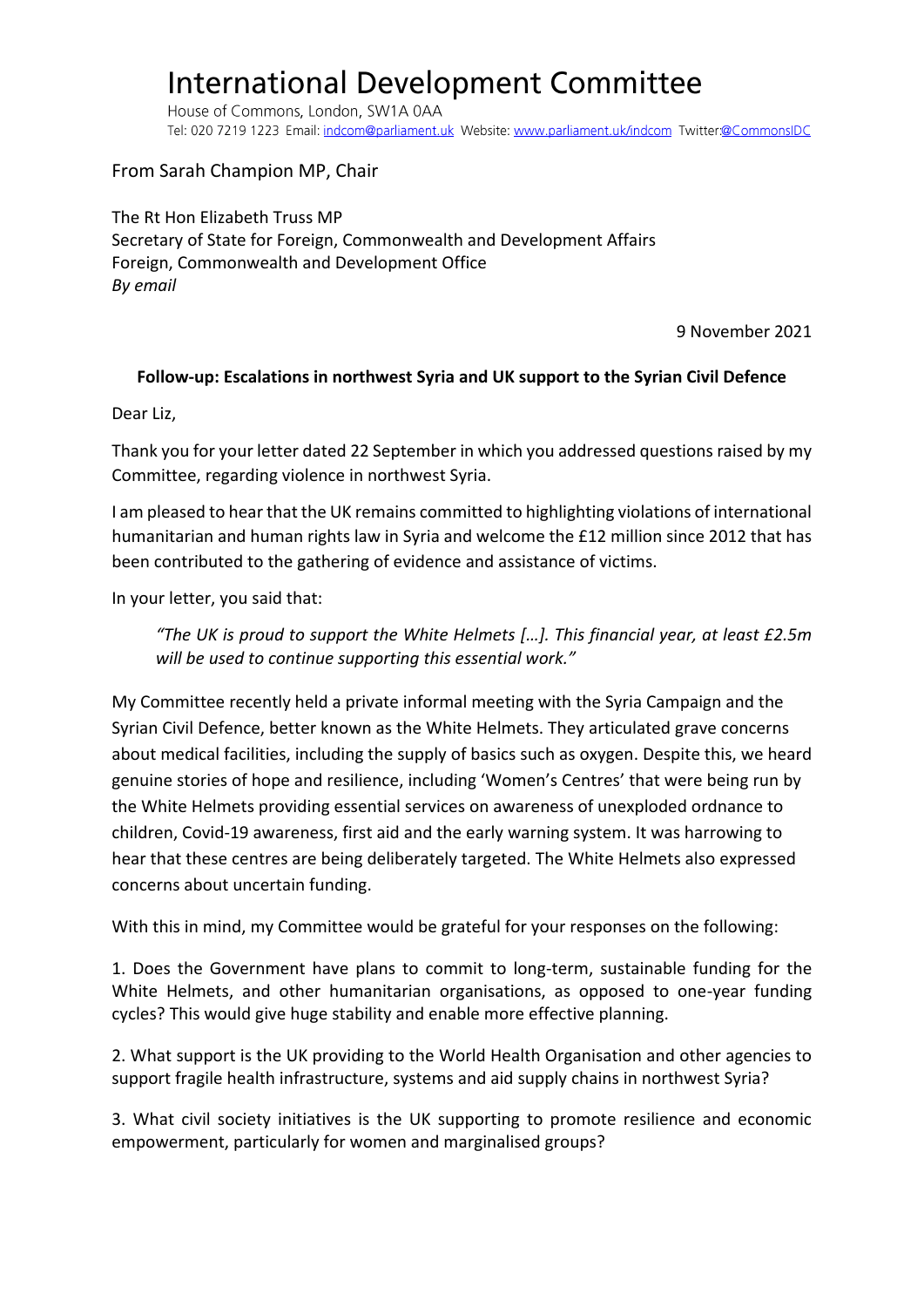# International Development Committee

House of Commons, London, SW1A 0AA
Tel: 020 7219 1223 Email: indcom@parliament.uk Website: www.parliament.uk/indcom Twitter:@CommonsIDC

From Sarah Champion MP, Chair

The Rt Hon Elizabeth Truss MP
Secretary of State for Foreign, Commonwealth and Development Affairs
Foreign, Commonwealth and Development Office
*By email*

9 November 2021

**Follow-up: Escalations in northwest Syria and UK support to the Syrian Civil Defence**

Dear Liz,

Thank you for your letter dated 22 September in which you addressed questions raised by my Committee, regarding violence in northwest Syria.

I am pleased to hear that the UK remains committed to highlighting violations of international humanitarian and human rights law in Syria and welcome the £12 million since 2012 that has been contributed to the gathering of evidence and assistance of victims.

In your letter, you said that:

> *"The UK is proud to support the White Helmets […]. This financial year, at least £2.5m will be used to continue supporting this essential work."*

My Committee recently held a private informal meeting with the Syria Campaign and the Syrian Civil Defence, better known as the White Helmets. They articulated grave concerns about medical facilities, including the supply of basics such as oxygen. Despite this, we heard genuine stories of hope and resilience, including 'Women's Centres' that were being run by the White Helmets providing essential services on awareness of unexploded ordnance to children, Covid-19 awareness, first aid and the early warning system. It was harrowing to hear that these centres are being deliberately targeted. The White Helmets also expressed concerns about uncertain funding.

With this in mind, my Committee would be grateful for your responses on the following:

1. Does the Government have plans to commit to long-term, sustainable funding for the White Helmets, and other humanitarian organisations, as opposed to one-year funding cycles? This would give huge stability and enable more effective planning.

2. What support is the UK providing to the World Health Organisation and other agencies to support fragile health infrastructure, systems and aid supply chains in northwest Syria?

3. What civil society initiatives is the UK supporting to promote resilience and economic empowerment, particularly for women and marginalised groups?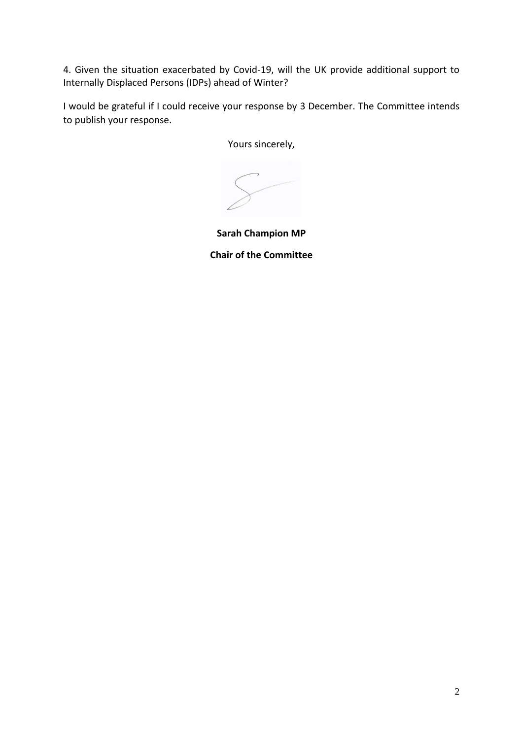4. Given the situation exacerbated by Covid-19, will the UK provide additional support to Internally Displaced Persons (IDPs) ahead of Winter?

I would be grateful if I could receive your response by 3 December. The Committee intends to publish your response.

Yours sincerely,

**Sarah Champion MP**

**Chair of the Committee**